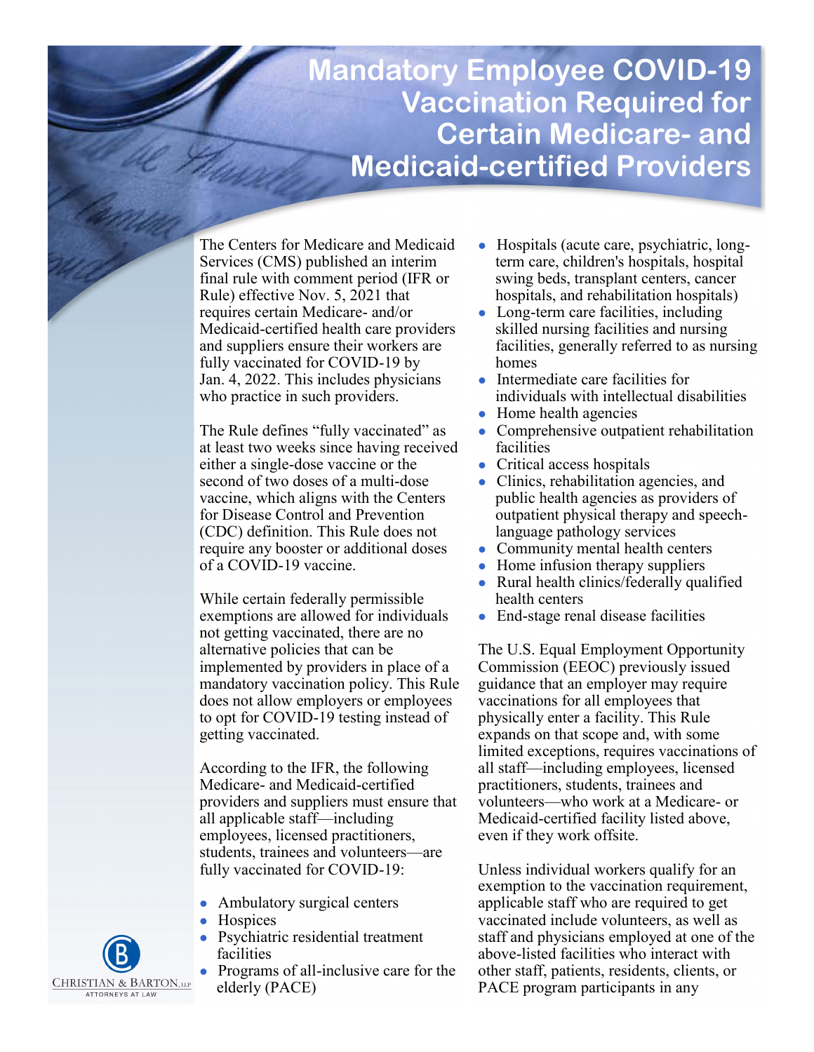# Mandatory Employee COVID-19 Vaccination Required for Certain Medicare- and Medicaid-certified Providers

The Centers for Medicare and Medicaid Services (CMS) published an interim final rule with comment period (IFR or Rule) effective Nov. 5, 2021 that requires certain Medicare- and/or Medicaid-certified health care providers and suppliers ensure their workers are fully vaccinated for COVID-19 by Jan. 4, 2022. This includes physicians who practice in such providers.

The Rule defines "fully vaccinated" as at least two weeks since having received either a single-dose vaccine or the second of two doses of a multi-dose vaccine, which aligns with the Centers for Disease Control and Prevention (CDC) definition. This Rule does not require any booster or additional doses of a COVID-19 vaccine.

While certain federally permissible exemptions are allowed for individuals not getting vaccinated, there are no alternative policies that can be implemented by providers in place of a mandatory vaccination policy. This Rule does not allow employers or employees to opt for COVID-19 testing instead of getting vaccinated.

According to the IFR, the following Medicare- and Medicaid-certified providers and suppliers must ensure that all applicable staff—including employees, licensed practitioners, students, trainees and volunteers—are fully vaccinated for COVID-19:

- Ambulatory surgical centers
- Hospices
- Psychiatric residential treatment facilities
- Programs of all-inclusive care for the elderly (PACE)
- Hospitals (acute care, psychiatric, long-term care, children's hospitals, hospital swing beds, transplant centers, cancer hospitals, and rehabilitation hospitals)
- Long-term care facilities, including skilled nursing facilities and nursing facilities, generally referred to as nursing homes
- Intermediate care facilities for individuals with intellectual disabilities
- Home health agencies
- Comprehensive outpatient rehabilitation facilities
- Critical access hospitals
- Clinics, rehabilitation agencies, and public health agencies as providers of outpatient physical therapy and speech-language pathology services
- Community mental health centers
- Home infusion therapy suppliers
- Rural health clinics/federally qualified health centers
- End-stage renal disease facilities

The U.S. Equal Employment Opportunity Commission (EEOC) previously issued guidance that an employer may require vaccinations for all employees that physically enter a facility. This Rule expands on that scope and, with some limited exceptions, requires vaccinations of all staff—including employees, licensed practitioners, students, trainees and volunteers—who work at a Medicare- or Medicaid-certified facility listed above, even if they work offsite.

Unless individual workers qualify for an exemption to the vaccination requirement, applicable staff who are required to get vaccinated include volunteers, as well as staff and physicians employed at one of the above-listed facilities who interact with other staff, patients, residents, clients, or PACE program participants in any

CHRISTIAN & BARTON, LLP
ATTORNEYS AT LAW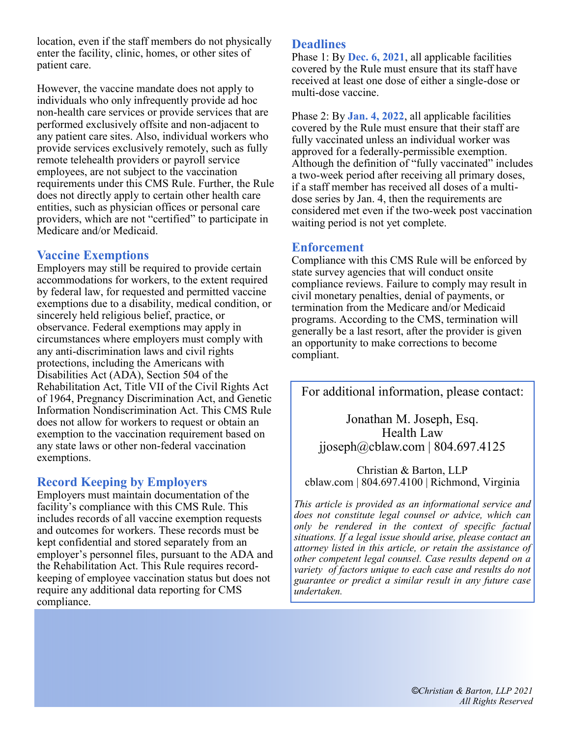location, even if the staff members do not physically enter the facility, clinic, homes, or other sites of patient care.

However, the vaccine mandate does not apply to individuals who only infrequently provide ad hoc non-health care services or provide services that are performed exclusively offsite and non-adjacent to any patient care sites. Also, individual workers who provide services exclusively remotely, such as fully remote telehealth providers or payroll service employees, are not subject to the vaccination requirements under this CMS Rule. Further, the Rule does not directly apply to certain other health care entities, such as physician offices or personal care providers, which are not "certified" to participate in Medicare and/or Medicaid.

## Vaccine Exemptions

Employers may still be required to provide certain accommodations for workers, to the extent required by federal law, for requested and permitted vaccine exemptions due to a disability, medical condition, or sincerely held religious belief, practice, or observance. Federal exemptions may apply in circumstances where employers must comply with any anti-discrimination laws and civil rights protections, including the Americans with Disabilities Act (ADA), Section 504 of the Rehabilitation Act, Title VII of the Civil Rights Act of 1964, Pregnancy Discrimination Act, and Genetic Information Nondiscrimination Act. This CMS Rule does not allow for workers to request or obtain an exemption to the vaccination requirement based on any state laws or other non-federal vaccination exemptions.

## Record Keeping by Employers

Employers must maintain documentation of the facility's compliance with this CMS Rule. This includes records of all vaccine exemption requests and outcomes for workers. These records must be kept confidential and stored separately from an employer's personnel files, pursuant to the ADA and the Rehabilitation Act. This Rule requires record-keeping of employee vaccination status but does not require any additional data reporting for CMS compliance.

## Deadlines

Phase 1: By **Dec. 6, 2021**, all applicable facilities covered by the Rule must ensure that its staff have received at least one dose of either a single-dose or multi-dose vaccine.

Phase 2: By **Jan. 4, 2022**, all applicable facilities covered by the Rule must ensure that their staff are fully vaccinated unless an individual worker was approved for a federally-permissible exemption. Although the definition of "fully vaccinated" includes a two-week period after receiving all primary doses, if a staff member has received all doses of a multi-dose series by Jan. 4, then the requirements are considered met even if the two-week post vaccination waiting period is not yet complete.

## Enforcement

Compliance with this CMS Rule will be enforced by state survey agencies that will conduct onsite compliance reviews. Failure to comply may result in civil monetary penalties, denial of payments, or termination from the Medicare and/or Medicaid programs. According to the CMS, termination will generally be a last resort, after the provider is given an opportunity to make corrections to become compliant.

For additional information, please contact:

Jonathan M. Joseph, Esq.
Health Law
jjoseph@cblaw.com | 804.697.4125

Christian & Barton, LLP
cblaw.com | 804.697.4100 | Richmond, Virginia

*This article is provided as an informational service and does not constitute legal counsel or advice, which can only be rendered in the context of specific factual situations. If a legal issue should arise, please contact an attorney listed in this article, or retain the assistance of other competent legal counsel. Case results depend on a variety of factors unique to each case and results do not guarantee or predict a similar result in any future case undertaken.*

*©Christian & Barton, LLP 2021*
*All Rights Reserved*